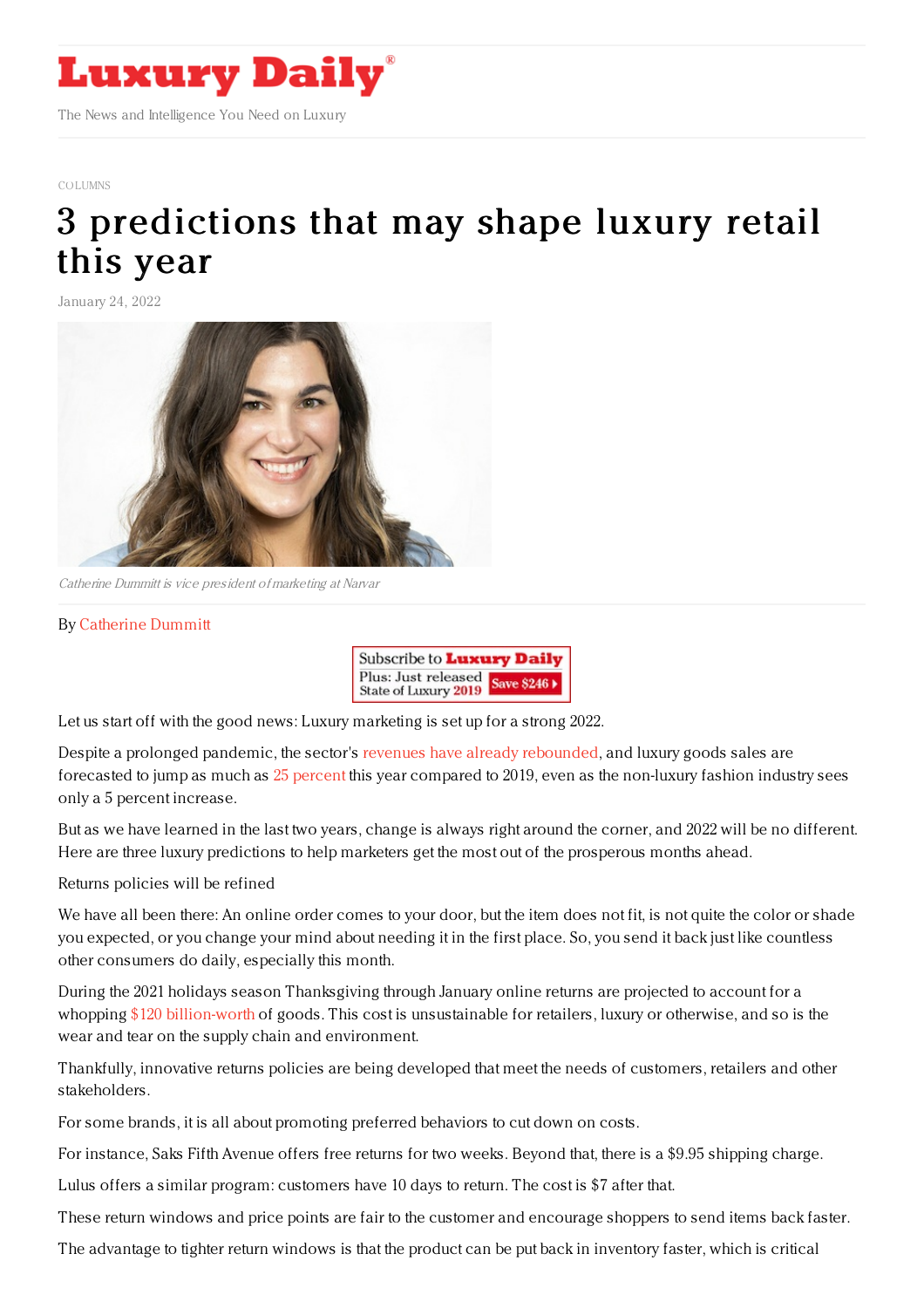COLUMNS

# 3 predictions that may shape luxury retail this year

January 24, 2022

*Catherine Dummitt is vice president of marketing at Narvar*

By Catherine Dummitt

Let us start off with the good news: Luxury marketing is set up for a strong 2022.

Despite a prolonged pandemic, the sector's revenues have already rebounded, and luxury goods sales are forecasted to jump as much as 25 percent this year compared to 2019, even as the non-luxury fashion industry sees only a 5 percent increase.

But as we have learned in the last two years, change is always right around the corner, and 2022 will be no different. Here are three luxury predictions to help marketers get the most out of the prosperous months ahead.

Returns policies will be refined

We have all been there: An online order comes to your door, but the item does not fit, is not quite the color or shade you expected, or you change your mind about needing it in the first place. So, you send it back just like countless other consumers do daily, especially this month.

During the 2021 holidays season Thanksgiving through January online returns are projected to account for a whopping $120 billion-worth of goods. This cost is unsustainable for retailers, luxury or otherwise, and so is the wear and tear on the supply chain and environment.

Thankfully, innovative returns policies are being developed that meet the needs of customers, retailers and other stakeholders.

For some brands, it is all about promoting preferred behaviors to cut down on costs.

For instance, Saks Fifth Avenue offers free returns for two weeks. Beyond that, there is a $9.95 shipping charge.

Lulus offers a similar program: customers have 10 days to return. The cost is $7 after that.

These return windows and price points are fair to the customer and encourage shoppers to send items back faster.

The advantage to tighter return windows is that the product can be put back in inventory faster, which is critical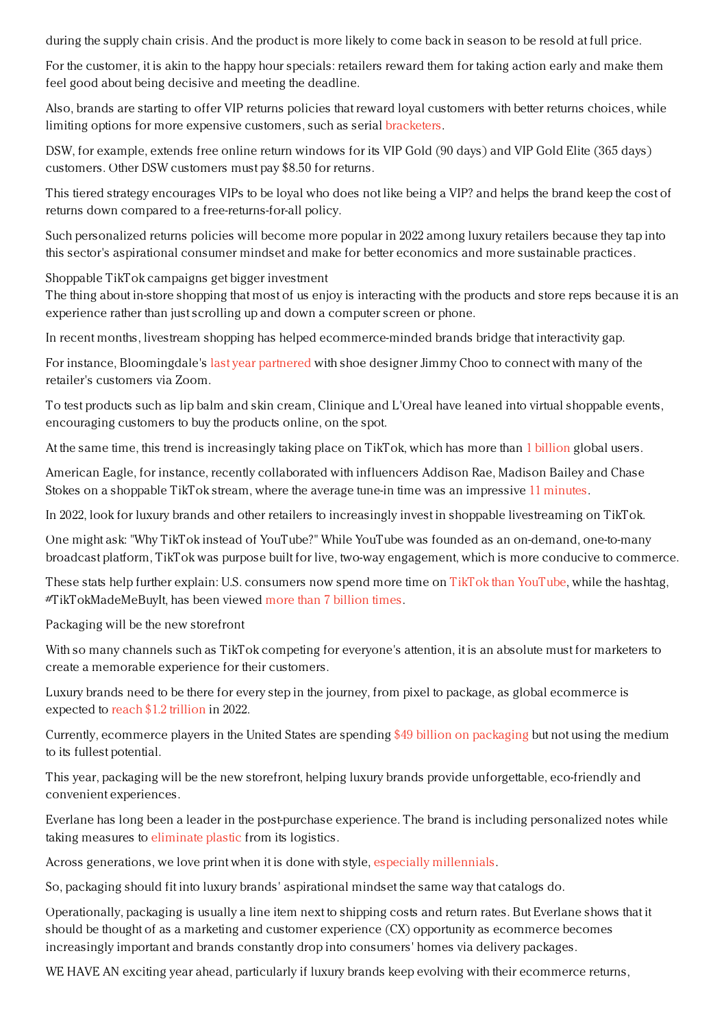during the supply chain crisis. And the product is more likely to come back in season to be resold at full price.

For the customer, it is akin to the happy hour specials: retailers reward them for taking action early and make them feel good about being decisive and meeting the deadline.

Also, brands are starting to offer VIP returns policies that reward loyal customers with better returns choices, while limiting options for more expensive customers, such as serial bracketers.

DSW, for example, extends free online return windows for its VIP Gold (90 days) and VIP Gold Elite (365 days) customers. Other DSW customers must pay $8.50 for returns.

This tiered strategy encourages VIPs to be loyal who does not like being a VIP? and helps the brand keep the cost of returns down compared to a free-returns-for-all policy.

Such personalized returns policies will become more popular in 2022 among luxury retailers because they tap into this sector's aspirational consumer mindset and make for better economics and more sustainable practices.

Shoppable TikTok campaigns get bigger investment

The thing about in-store shopping that most of us enjoy is interacting with the products and store reps because it is an experience rather than just scrolling up and down a computer screen or phone.

In recent months, livestream shopping has helped ecommerce-minded brands bridge that interactivity gap.

For instance, Bloomingdale's last year partnered with shoe designer Jimmy Choo to connect with many of the retailer's customers via Zoom.

To test products such as lip balm and skin cream, Clinique and L'Oreal have leaned into virtual shoppable events, encouraging customers to buy the products online, on the spot.

At the same time, this trend is increasingly taking place on TikTok, which has more than 1 billion global users.

American Eagle, for instance, recently collaborated with influencers Addison Rae, Madison Bailey and Chase Stokes on a shoppable TikTok stream, where the average tune-in time was an impressive 11 minutes.

In 2022, look for luxury brands and other retailers to increasingly invest in shoppable livestreaming on TikTok.

One might ask: "Why TikTok instead of YouTube?" While YouTube was founded as an on-demand, one-to-many broadcast platform, TikTok was purpose built for live, two-way engagement, which is more conducive to commerce.

These stats help further explain: U.S. consumers now spend more time on TikTok than YouTube, while the hashtag, #TikTokMadeMeBuyIt, has been viewed more than 7 billion times.

Packaging will be the new storefront

With so many channels such as TikTok competing for everyone's attention, it is an absolute must for marketers to create a memorable experience for their customers.

Luxury brands need to be there for every step in the journey, from pixel to package, as global ecommerce is expected to reach $1.2 trillion in 2022.

Currently, ecommerce players in the United States are spending $49 billion on packaging but not using the medium to its fullest potential.

This year, packaging will be the new storefront, helping luxury brands provide unforgettable, eco-friendly and convenient experiences.

Everlane has long been a leader in the post-purchase experience. The brand is including personalized notes while taking measures to eliminate plastic from its logistics.

Across generations, we love print when it is done with style, especially millennials.

So, packaging should fit into luxury brands' aspirational mindset the same way that catalogs do.

Operationally, packaging is usually a line item next to shipping costs and return rates. But Everlane shows that it should be thought of as a marketing and customer experience (CX) opportunity as ecommerce becomes increasingly important and brands constantly drop into consumers' homes via delivery packages.

WE HAVE AN exciting year ahead, particularly if luxury brands keep evolving with their ecommerce returns,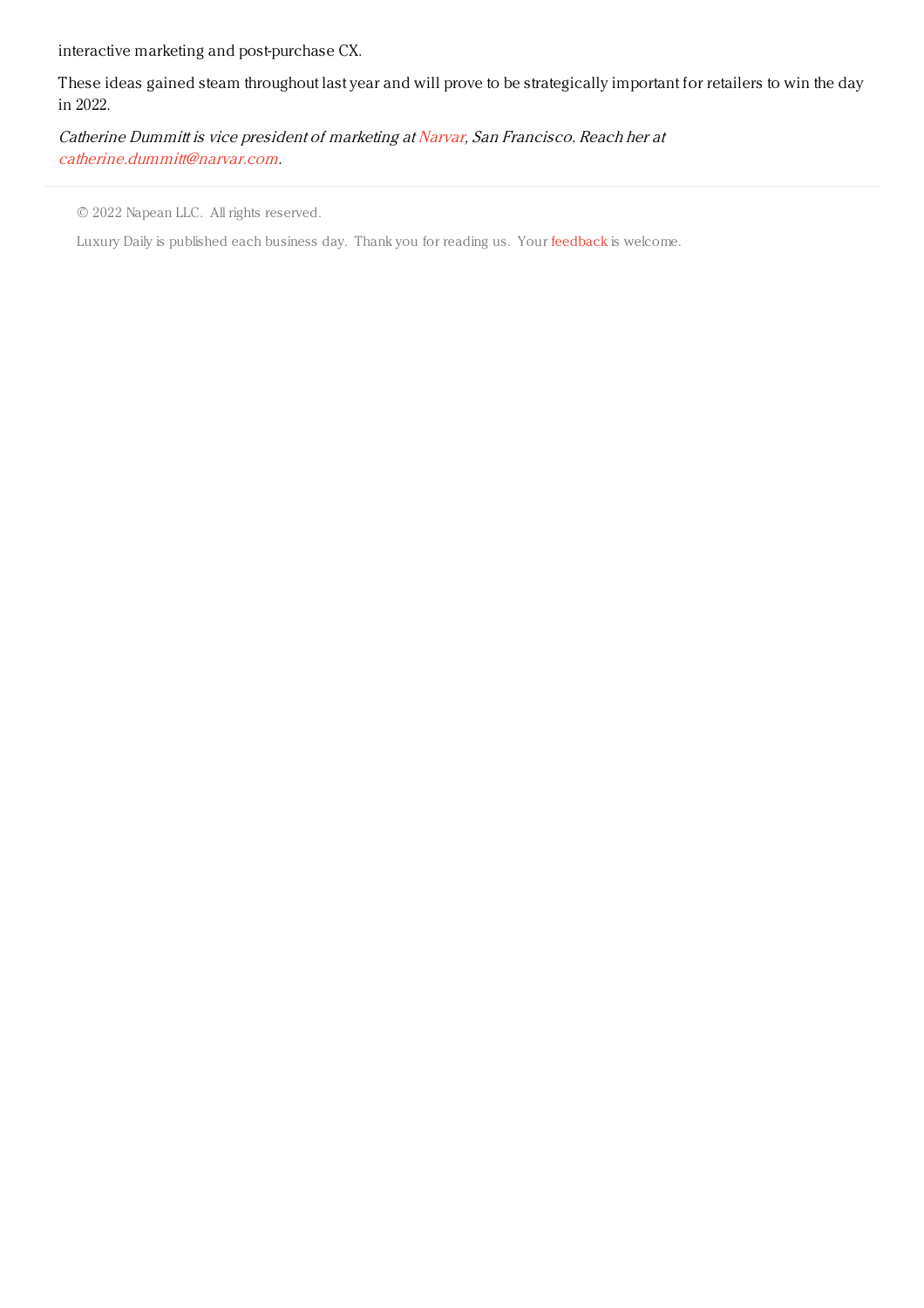interactive marketing and post-purchase CX.

These ideas gained steam throughout last year and will prove to be strategically important for retailers to win the day in 2022.

*Catherine Dummitt is vice president of marketing at Narvar, San Francisco. Reach her at catherine.dummitt@narvar.com.*

© 2022 Napean LLC. All rights reserved.

Luxury Daily is published each business day. Thank you for reading us. Your feedback is welcome.